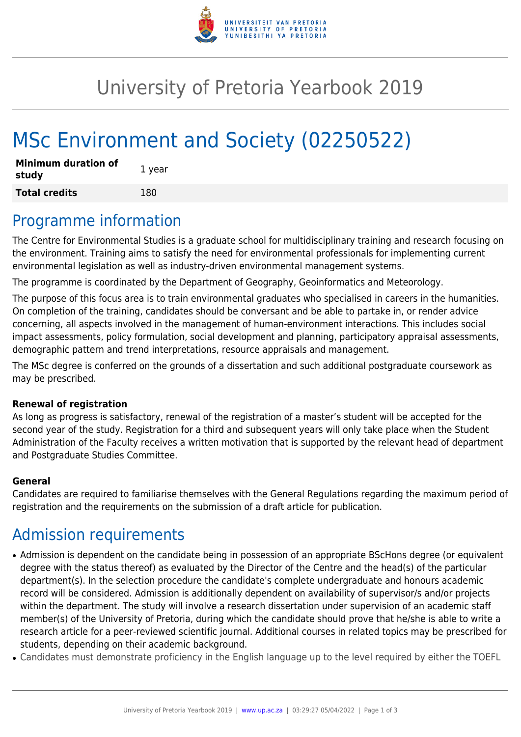# University of Pretoria Yearbook 2019

# MSc Environment and Society (02250522)

| Minimum duration of study | 1 year |
|---|---|
| **Total credits** | 180 |

## Programme information

The Centre for Environmental Studies is a graduate school for multidisciplinary training and research focusing on the environment. Training aims to satisfy the need for environmental professionals for implementing current environmental legislation as well as industry-driven environmental management systems.

The programme is coordinated by the Department of Geography, Geoinformatics and Meteorology.

The purpose of this focus area is to train environmental graduates who specialised in careers in the humanities. On completion of the training, candidates should be conversant and be able to partake in, or render advice concerning, all aspects involved in the management of human-environment interactions. This includes social impact assessments, policy formulation, social development and planning, participatory appraisal assessments, demographic pattern and trend interpretations, resource appraisals and management.

The MSc degree is conferred on the grounds of a dissertation and such additional postgraduate coursework as may be prescribed.

#### Renewal of registration

As long as progress is satisfactory, renewal of the registration of a master's student will be accepted for the second year of the study. Registration for a third and subsequent years will only take place when the Student Administration of the Faculty receives a written motivation that is supported by the relevant head of department and Postgraduate Studies Committee.

#### General

Candidates are required to familiarise themselves with the General Regulations regarding the maximum period of registration and the requirements on the submission of a draft article for publication.

## Admission requirements

- Admission is dependent on the candidate being in possession of an appropriate BScHons degree (or equivalent degree with the status thereof) as evaluated by the Director of the Centre and the head(s) of the particular department(s). In the selection procedure the candidate's complete undergraduate and honours academic record will be considered. Admission is additionally dependent on availability of supervisor/s and/or projects within the department. The study will involve a research dissertation under supervision of an academic staff member(s) of the University of Pretoria, during which the candidate should prove that he/she is able to write a research article for a peer-reviewed scientific journal. Additional courses in related topics may be prescribed for students, depending on their academic background.
- Candidates must demonstrate proficiency in the English language up to the level required by either the TOEFL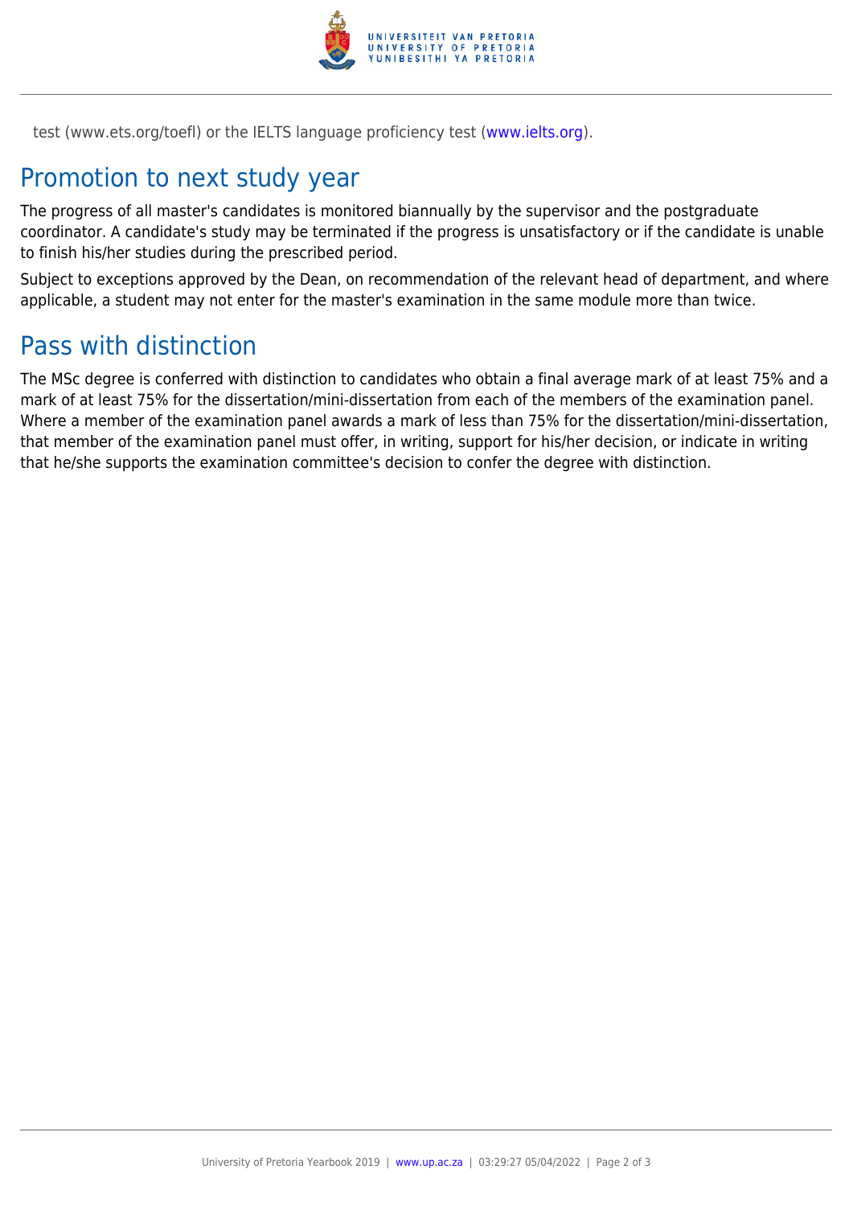test (www.ets.org/toefl) or the IELTS language proficiency test (www.ielts.org).

## Promotion to next study year

The progress of all master's candidates is monitored biannually by the supervisor and the postgraduate coordinator. A candidate's study may be terminated if the progress is unsatisfactory or if the candidate is unable to finish his/her studies during the prescribed period.

Subject to exceptions approved by the Dean, on recommendation of the relevant head of department, and where applicable, a student may not enter for the master's examination in the same module more than twice.

## Pass with distinction

The MSc degree is conferred with distinction to candidates who obtain a final average mark of at least 75% and a mark of at least 75% for the dissertation/mini-dissertation from each of the members of the examination panel. Where a member of the examination panel awards a mark of less than 75% for the dissertation/mini-dissertation, that member of the examination panel must offer, in writing, support for his/her decision, or indicate in writing that he/she supports the examination committee's decision to confer the degree with distinction.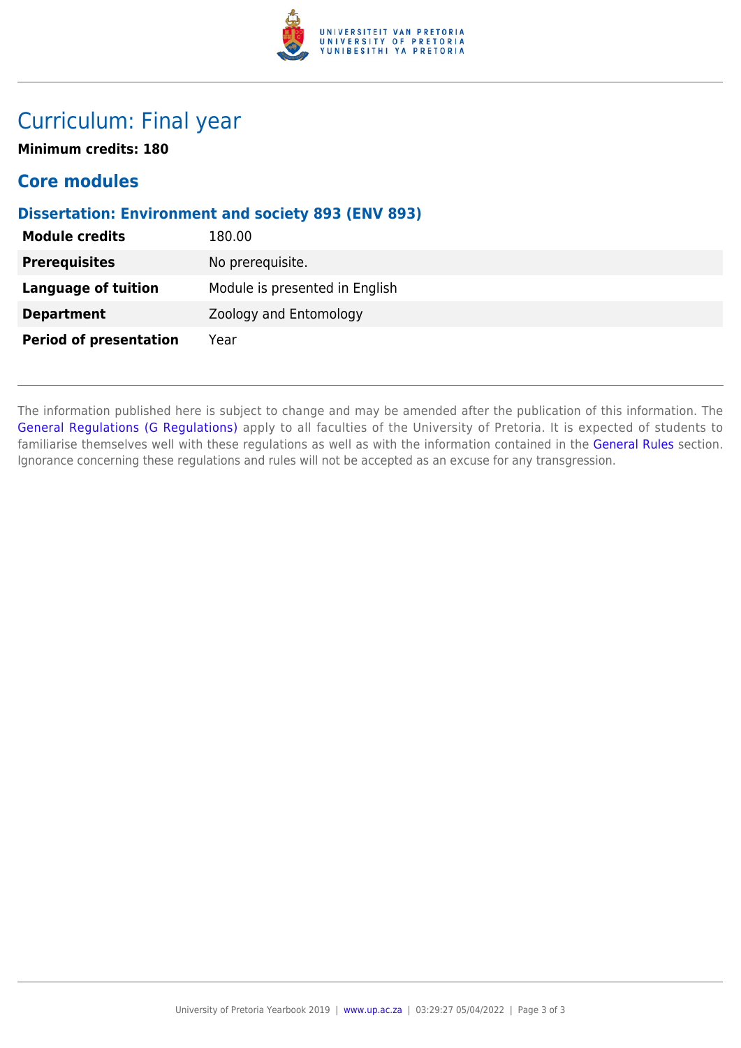# Curriculum: Final year

**Minimum credits: 180**

## Core modules

### Dissertation: Environment and society 893 (ENV 893)

| | |
|---|---|
| **Module credits** | 180.00 |
| **Prerequisites** | No prerequisite. |
| **Language of tuition** | Module is presented in English |
| **Department** | Zoology and Entomology |
| **Period of presentation** | Year |

The information published here is subject to change and may be amended after the publication of this information. The General Regulations (G Regulations) apply to all faculties of the University of Pretoria. It is expected of students to familiarise themselves well with these regulations as well as with the information contained in the General Rules section. Ignorance concerning these regulations and rules will not be accepted as an excuse for any transgression.